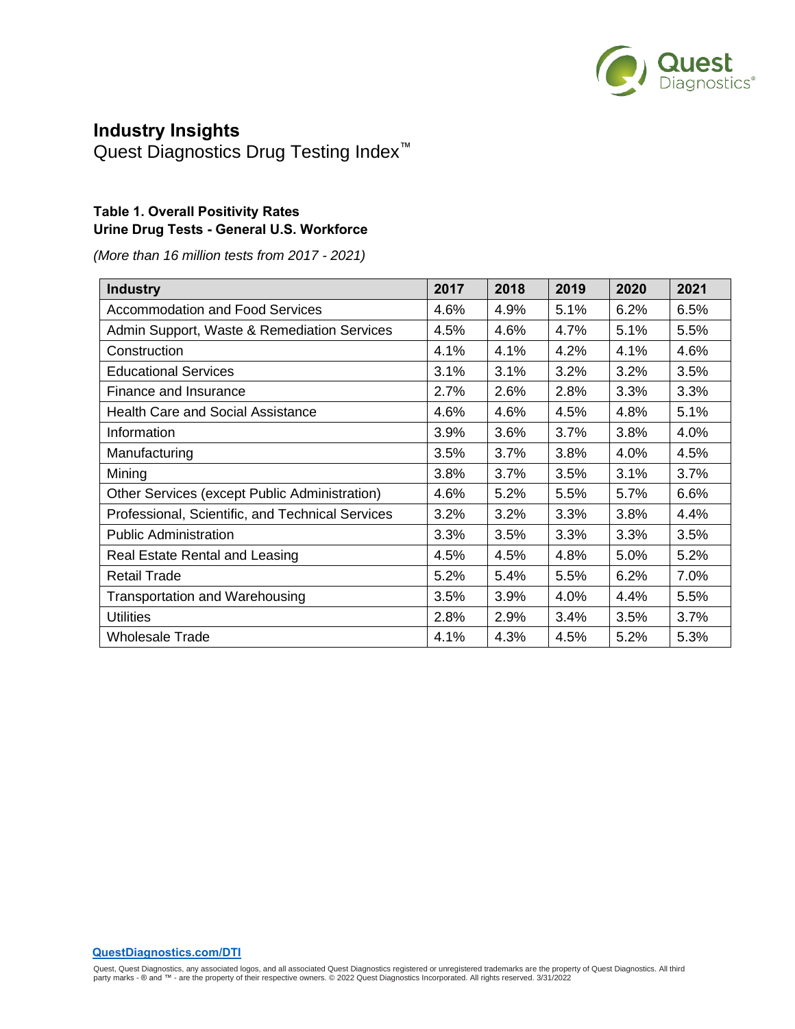# Industry Insights

Quest Diagnostics Drug Testing Index™

### Table 1. Overall Positivity Rates
### Urine Drug Tests - General U.S. Workforce

*(More than 16 million tests from 2017 - 2021)*

| Industry | 2017 | 2018 | 2019 | 2020 | 2021 |
|---|---|---|---|---|---|
| Accommodation and Food Services | 4.6% | 4.9% | 5.1% | 6.2% | 6.5% |
| Admin Support, Waste & Remediation Services | 4.5% | 4.6% | 4.7% | 5.1% | 5.5% |
| Construction | 4.1% | 4.1% | 4.2% | 4.1% | 4.6% |
| Educational Services | 3.1% | 3.1% | 3.2% | 3.2% | 3.5% |
| Finance and Insurance | 2.7% | 2.6% | 2.8% | 3.3% | 3.3% |
| Health Care and Social Assistance | 4.6% | 4.6% | 4.5% | 4.8% | 5.1% |
| Information | 3.9% | 3.6% | 3.7% | 3.8% | 4.0% |
| Manufacturing | 3.5% | 3.7% | 3.8% | 4.0% | 4.5% |
| Mining | 3.8% | 3.7% | 3.5% | 3.1% | 3.7% |
| Other Services (except Public Administration) | 4.6% | 5.2% | 5.5% | 5.7% | 6.6% |
| Professional, Scientific, and Technical Services | 3.2% | 3.2% | 3.3% | 3.8% | 4.4% |
| Public Administration | 3.3% | 3.5% | 3.3% | 3.3% | 3.5% |
| Real Estate Rental and Leasing | 4.5% | 4.5% | 4.8% | 5.0% | 5.2% |
| Retail Trade | 5.2% | 5.4% | 5.5% | 6.2% | 7.0% |
| Transportation and Warehousing | 3.5% | 3.9% | 4.0% | 4.4% | 5.5% |
| Utilities | 2.8% | 2.9% | 3.4% | 3.5% | 3.7% |
| Wholesale Trade | 4.1% | 4.3% | 4.5% | 5.2% | 5.3% |

**QuestDiagnostics.com/DTI**

Quest, Quest Diagnostics, any associated logos, and all associated Quest Diagnostics registered or unregistered trademarks are the property of Quest Diagnostics. All third party marks - ® and ™ - are the property of their respective owners. © 2022 Quest Diagnostics Incorporated. All rights reserved. 3/31/2022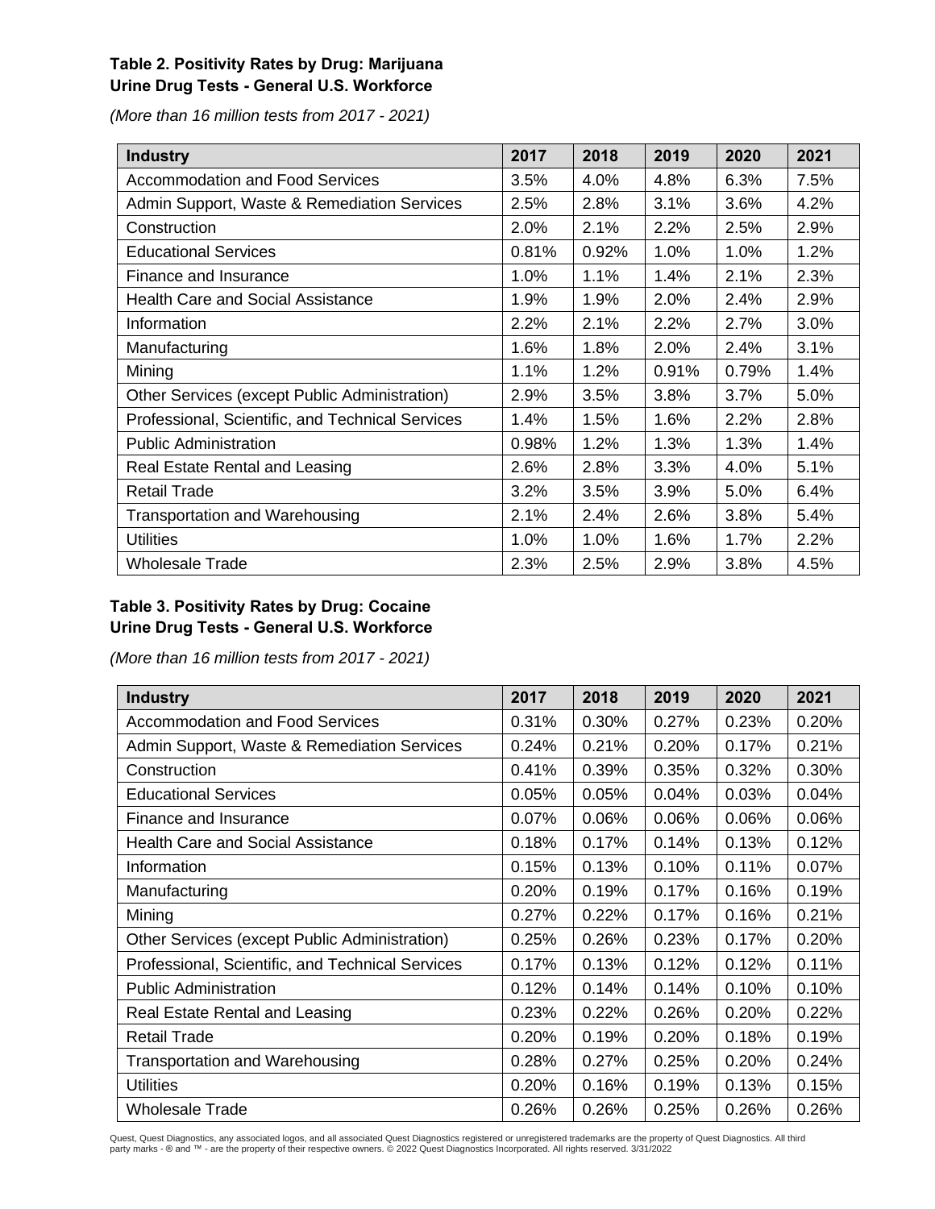**Table 2. Positivity Rates by Drug: Marijuana**
**Urine Drug Tests - General U.S. Workforce**

*(More than 16 million tests from 2017 - 2021)*

| Industry | 2017 | 2018 | 2019 | 2020 | 2021 |
|---|---|---|---|---|---|
| Accommodation and Food Services | 3.5% | 4.0% | 4.8% | 6.3% | 7.5% |
| Admin Support, Waste & Remediation Services | 2.5% | 2.8% | 3.1% | 3.6% | 4.2% |
| Construction | 2.0% | 2.1% | 2.2% | 2.5% | 2.9% |
| Educational Services | 0.81% | 0.92% | 1.0% | 1.0% | 1.2% |
| Finance and Insurance | 1.0% | 1.1% | 1.4% | 2.1% | 2.3% |
| Health Care and Social Assistance | 1.9% | 1.9% | 2.0% | 2.4% | 2.9% |
| Information | 2.2% | 2.1% | 2.2% | 2.7% | 3.0% |
| Manufacturing | 1.6% | 1.8% | 2.0% | 2.4% | 3.1% |
| Mining | 1.1% | 1.2% | 0.91% | 0.79% | 1.4% |
| Other Services (except Public Administration) | 2.9% | 3.5% | 3.8% | 3.7% | 5.0% |
| Professional, Scientific, and Technical Services | 1.4% | 1.5% | 1.6% | 2.2% | 2.8% |
| Public Administration | 0.98% | 1.2% | 1.3% | 1.3% | 1.4% |
| Real Estate Rental and Leasing | 2.6% | 2.8% | 3.3% | 4.0% | 5.1% |
| Retail Trade | 3.2% | 3.5% | 3.9% | 5.0% | 6.4% |
| Transportation and Warehousing | 2.1% | 2.4% | 2.6% | 3.8% | 5.4% |
| Utilities | 1.0% | 1.0% | 1.6% | 1.7% | 2.2% |
| Wholesale Trade | 2.3% | 2.5% | 2.9% | 3.8% | 4.5% |

**Table 3. Positivity Rates by Drug: Cocaine**
**Urine Drug Tests - General U.S. Workforce**

*(More than 16 million tests from 2017 - 2021)*

| Industry | 2017 | 2018 | 2019 | 2020 | 2021 |
|---|---|---|---|---|---|
| Accommodation and Food Services | 0.31% | 0.30% | 0.27% | 0.23% | 0.20% |
| Admin Support, Waste & Remediation Services | 0.24% | 0.21% | 0.20% | 0.17% | 0.21% |
| Construction | 0.41% | 0.39% | 0.35% | 0.32% | 0.30% |
| Educational Services | 0.05% | 0.05% | 0.04% | 0.03% | 0.04% |
| Finance and Insurance | 0.07% | 0.06% | 0.06% | 0.06% | 0.06% |
| Health Care and Social Assistance | 0.18% | 0.17% | 0.14% | 0.13% | 0.12% |
| Information | 0.15% | 0.13% | 0.10% | 0.11% | 0.07% |
| Manufacturing | 0.20% | 0.19% | 0.17% | 0.16% | 0.19% |
| Mining | 0.27% | 0.22% | 0.17% | 0.16% | 0.21% |
| Other Services (except Public Administration) | 0.25% | 0.26% | 0.23% | 0.17% | 0.20% |
| Professional, Scientific, and Technical Services | 0.17% | 0.13% | 0.12% | 0.12% | 0.11% |
| Public Administration | 0.12% | 0.14% | 0.14% | 0.10% | 0.10% |
| Real Estate Rental and Leasing | 0.23% | 0.22% | 0.26% | 0.20% | 0.22% |
| Retail Trade | 0.20% | 0.19% | 0.20% | 0.18% | 0.19% |
| Transportation and Warehousing | 0.28% | 0.27% | 0.25% | 0.20% | 0.24% |
| Utilities | 0.20% | 0.16% | 0.19% | 0.13% | 0.15% |
| Wholesale Trade | 0.26% | 0.26% | 0.25% | 0.26% | 0.26% |

Quest, Quest Diagnostics, any associated logos, and all associated Quest Diagnostics registered or unregistered trademarks are the property of Quest Diagnostics. All third party marks - ® and ™ - are the property of their respective owners. © 2022 Quest Diagnostics Incorporated. All rights reserved. 3/31/2022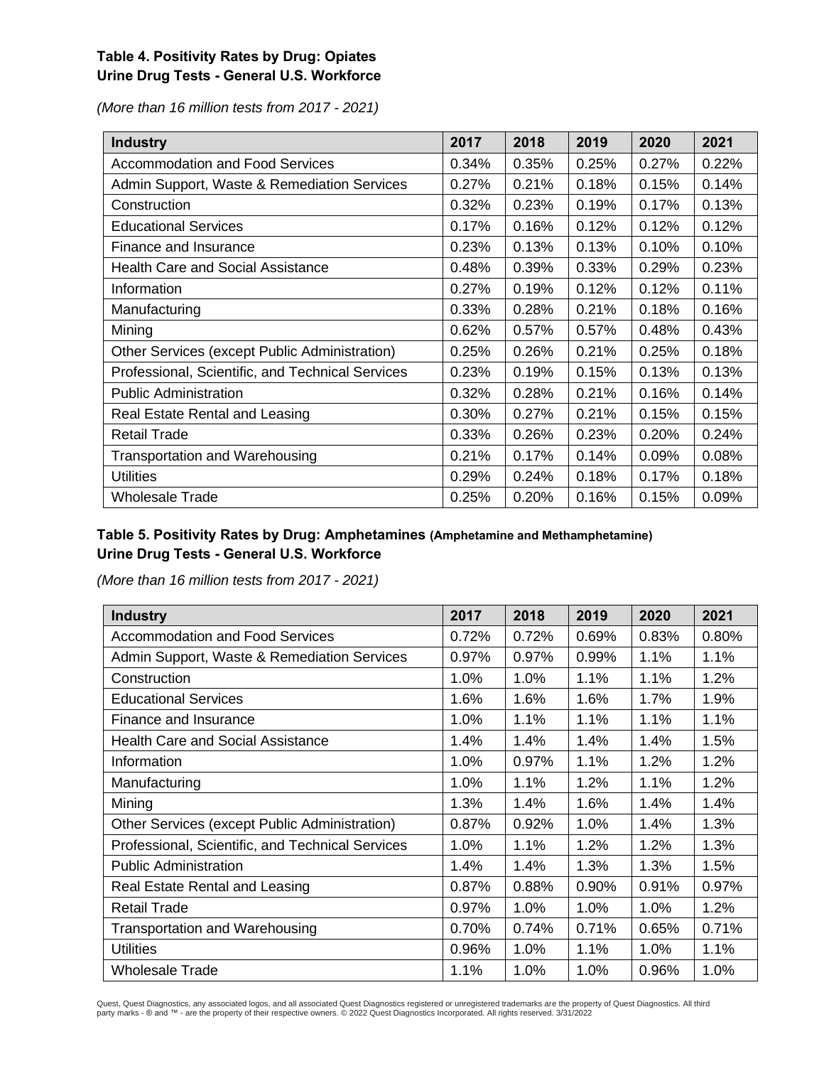### Table 4. Positivity Rates by Drug: Opiates
### Urine Drug Tests - General U.S. Workforce

*(More than 16 million tests from 2017 - 2021)*

| Industry | 2017 | 2018 | 2019 | 2020 | 2021 |
|---|---|---|---|---|---|
| Accommodation and Food Services | 0.34% | 0.35% | 0.25% | 0.27% | 0.22% |
| Admin Support, Waste & Remediation Services | 0.27% | 0.21% | 0.18% | 0.15% | 0.14% |
| Construction | 0.32% | 0.23% | 0.19% | 0.17% | 0.13% |
| Educational Services | 0.17% | 0.16% | 0.12% | 0.12% | 0.12% |
| Finance and Insurance | 0.23% | 0.13% | 0.13% | 0.10% | 0.10% |
| Health Care and Social Assistance | 0.48% | 0.39% | 0.33% | 0.29% | 0.23% |
| Information | 0.27% | 0.19% | 0.12% | 0.12% | 0.11% |
| Manufacturing | 0.33% | 0.28% | 0.21% | 0.18% | 0.16% |
| Mining | 0.62% | 0.57% | 0.57% | 0.48% | 0.43% |
| Other Services (except Public Administration) | 0.25% | 0.26% | 0.21% | 0.25% | 0.18% |
| Professional, Scientific, and Technical Services | 0.23% | 0.19% | 0.15% | 0.13% | 0.13% |
| Public Administration | 0.32% | 0.28% | 0.21% | 0.16% | 0.14% |
| Real Estate Rental and Leasing | 0.30% | 0.27% | 0.21% | 0.15% | 0.15% |
| Retail Trade | 0.33% | 0.26% | 0.23% | 0.20% | 0.24% |
| Transportation and Warehousing | 0.21% | 0.17% | 0.14% | 0.09% | 0.08% |
| Utilities | 0.29% | 0.24% | 0.18% | 0.17% | 0.18% |
| Wholesale Trade | 0.25% | 0.20% | 0.16% | 0.15% | 0.09% |

### Table 5. Positivity Rates by Drug: Amphetamines (Amphetamine and Methamphetamine)
### Urine Drug Tests - General U.S. Workforce

*(More than 16 million tests from 2017 - 2021)*

| Industry | 2017 | 2018 | 2019 | 2020 | 2021 |
|---|---|---|---|---|---|
| Accommodation and Food Services | 0.72% | 0.72% | 0.69% | 0.83% | 0.80% |
| Admin Support, Waste & Remediation Services | 0.97% | 0.97% | 0.99% | 1.1% | 1.1% |
| Construction | 1.0% | 1.0% | 1.1% | 1.1% | 1.2% |
| Educational Services | 1.6% | 1.6% | 1.6% | 1.7% | 1.9% |
| Finance and Insurance | 1.0% | 1.1% | 1.1% | 1.1% | 1.1% |
| Health Care and Social Assistance | 1.4% | 1.4% | 1.4% | 1.4% | 1.5% |
| Information | 1.0% | 0.97% | 1.1% | 1.2% | 1.2% |
| Manufacturing | 1.0% | 1.1% | 1.2% | 1.1% | 1.2% |
| Mining | 1.3% | 1.4% | 1.6% | 1.4% | 1.4% |
| Other Services (except Public Administration) | 0.87% | 0.92% | 1.0% | 1.4% | 1.3% |
| Professional, Scientific, and Technical Services | 1.0% | 1.1% | 1.2% | 1.2% | 1.3% |
| Public Administration | 1.4% | 1.4% | 1.3% | 1.3% | 1.5% |
| Real Estate Rental and Leasing | 0.87% | 0.88% | 0.90% | 0.91% | 0.97% |
| Retail Trade | 0.97% | 1.0% | 1.0% | 1.0% | 1.2% |
| Transportation and Warehousing | 0.70% | 0.74% | 0.71% | 0.65% | 0.71% |
| Utilities | 0.96% | 1.0% | 1.1% | 1.0% | 1.1% |
| Wholesale Trade | 1.1% | 1.0% | 1.0% | 0.96% | 1.0% |

Quest, Quest Diagnostics, any associated logos, and all associated Quest Diagnostics registered or unregistered trademarks are the property of Quest Diagnostics. All third party marks - ® and ™ - are the property of their respective owners. © 2022 Quest Diagnostics Incorporated. All rights reserved. 3/31/2022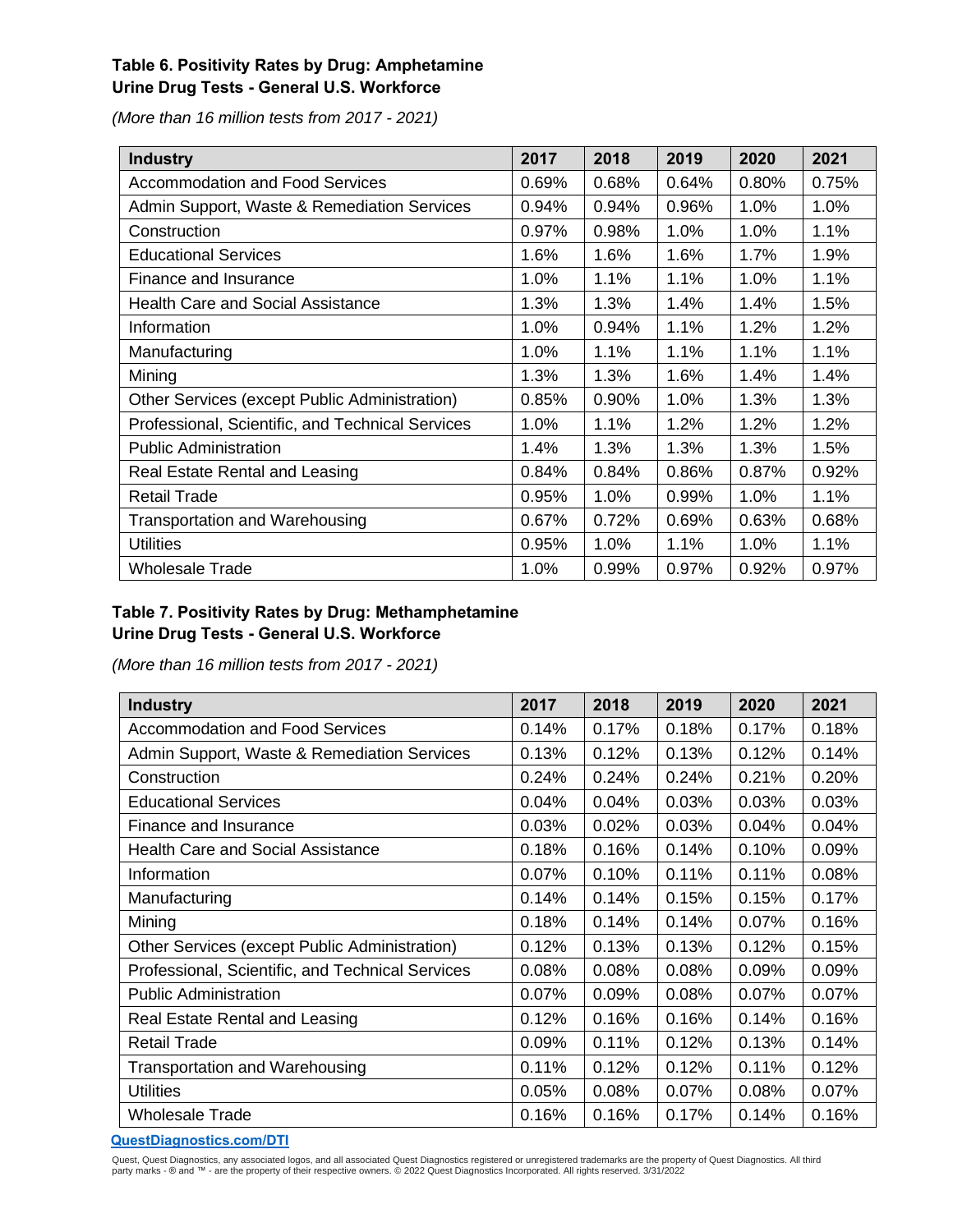**Table 6. Positivity Rates by Drug: Amphetamine**
**Urine Drug Tests - General U.S. Workforce**

*(More than 16 million tests from 2017 - 2021)*

| Industry | 2017 | 2018 | 2019 | 2020 | 2021 |
|---|---|---|---|---|---|
| Accommodation and Food Services | 0.69% | 0.68% | 0.64% | 0.80% | 0.75% |
| Admin Support, Waste & Remediation Services | 0.94% | 0.94% | 0.96% | 1.0% | 1.0% |
| Construction | 0.97% | 0.98% | 1.0% | 1.0% | 1.1% |
| Educational Services | 1.6% | 1.6% | 1.6% | 1.7% | 1.9% |
| Finance and Insurance | 1.0% | 1.1% | 1.1% | 1.0% | 1.1% |
| Health Care and Social Assistance | 1.3% | 1.3% | 1.4% | 1.4% | 1.5% |
| Information | 1.0% | 0.94% | 1.1% | 1.2% | 1.2% |
| Manufacturing | 1.0% | 1.1% | 1.1% | 1.1% | 1.1% |
| Mining | 1.3% | 1.3% | 1.6% | 1.4% | 1.4% |
| Other Services (except Public Administration) | 0.85% | 0.90% | 1.0% | 1.3% | 1.3% |
| Professional, Scientific, and Technical Services | 1.0% | 1.1% | 1.2% | 1.2% | 1.2% |
| Public Administration | 1.4% | 1.3% | 1.3% | 1.3% | 1.5% |
| Real Estate Rental and Leasing | 0.84% | 0.84% | 0.86% | 0.87% | 0.92% |
| Retail Trade | 0.95% | 1.0% | 0.99% | 1.0% | 1.1% |
| Transportation and Warehousing | 0.67% | 0.72% | 0.69% | 0.63% | 0.68% |
| Utilities | 0.95% | 1.0% | 1.1% | 1.0% | 1.1% |
| Wholesale Trade | 1.0% | 0.99% | 0.97% | 0.92% | 0.97% |

**Table 7. Positivity Rates by Drug: Methamphetamine**
**Urine Drug Tests - General U.S. Workforce**

*(More than 16 million tests from 2017 - 2021)*

| Industry | 2017 | 2018 | 2019 | 2020 | 2021 |
|---|---|---|---|---|---|
| Accommodation and Food Services | 0.14% | 0.17% | 0.18% | 0.17% | 0.18% |
| Admin Support, Waste & Remediation Services | 0.13% | 0.12% | 0.13% | 0.12% | 0.14% |
| Construction | 0.24% | 0.24% | 0.24% | 0.21% | 0.20% |
| Educational Services | 0.04% | 0.04% | 0.03% | 0.03% | 0.03% |
| Finance and Insurance | 0.03% | 0.02% | 0.03% | 0.04% | 0.04% |
| Health Care and Social Assistance | 0.18% | 0.16% | 0.14% | 0.10% | 0.09% |
| Information | 0.07% | 0.10% | 0.11% | 0.11% | 0.08% |
| Manufacturing | 0.14% | 0.14% | 0.15% | 0.15% | 0.17% |
| Mining | 0.18% | 0.14% | 0.14% | 0.07% | 0.16% |
| Other Services (except Public Administration) | 0.12% | 0.13% | 0.13% | 0.12% | 0.15% |
| Professional, Scientific, and Technical Services | 0.08% | 0.08% | 0.08% | 0.09% | 0.09% |
| Public Administration | 0.07% | 0.09% | 0.08% | 0.07% | 0.07% |
| Real Estate Rental and Leasing | 0.12% | 0.16% | 0.16% | 0.14% | 0.16% |
| Retail Trade | 0.09% | 0.11% | 0.12% | 0.13% | 0.14% |
| Transportation and Warehousing | 0.11% | 0.12% | 0.12% | 0.11% | 0.12% |
| Utilities | 0.05% | 0.08% | 0.07% | 0.08% | 0.07% |
| Wholesale Trade | 0.16% | 0.16% | 0.17% | 0.14% | 0.16% |

**QuestDiagnostics.com/DTI**

Quest, Quest Diagnostics, any associated logos, and all associated Quest Diagnostics registered or unregistered trademarks are the property of Quest Diagnostics. All third party marks - ® and ™ - are the property of their respective owners. © 2022 Quest Diagnostics Incorporated. All rights reserved. 3/31/2022